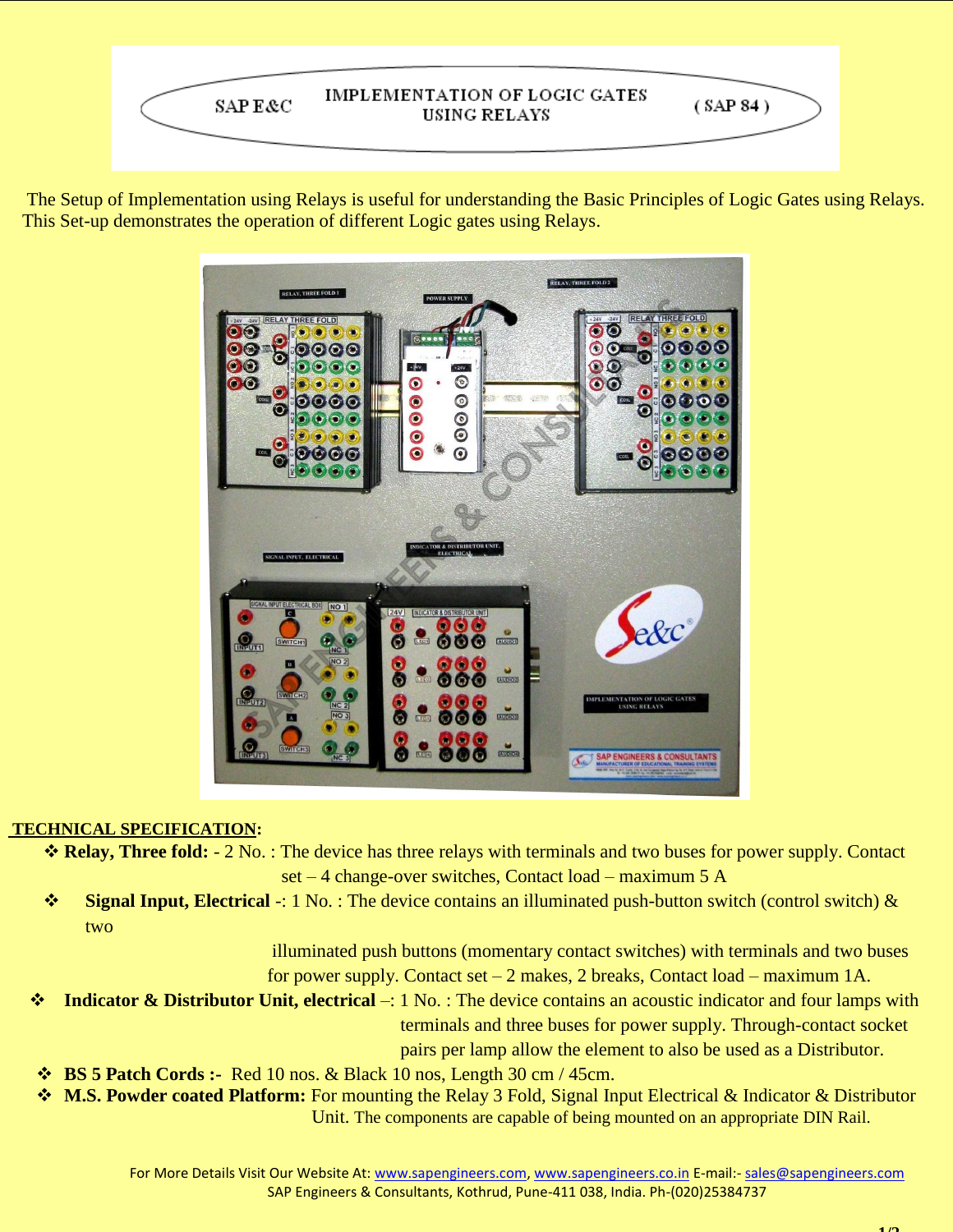# SAP E&C — IMPLEMENTATION OF LOGIC GATES USING RELAYS (SAP 84)

The Setup of Implementation using Relays is useful for understanding the Basic Principles of Logic Gates using Relays. This Set-up demonstrates the operation of different Logic gates using Relays.

**TECHNICAL SPECIFICATION:**

- **Relay, Three fold:** - 2 No. : The device has three relays with terminals and two buses for power supply. Contact set – 4 change-over switches, Contact load – maximum 5 A
- **Signal Input, Electrical** -: 1 No. : The device contains an illuminated push-button switch (control switch) & two illuminated push buttons (momentary contact switches) with terminals and two buses for power supply. Contact set – 2 makes, 2 breaks, Contact load – maximum 1A.
- **Indicator & Distributor Unit, electrical** –: 1 No. : The device contains an acoustic indicator and four lamps with terminals and three buses for power supply. Through-contact socket pairs per lamp allow the element to also be used as a Distributor.
- **BS 5 Patch Cords :-** Red 10 nos. & Black 10 nos, Length 30 cm / 45cm.
- **M.S. Powder coated Platform:** For mounting the Relay 3 Fold, Signal Input Electrical & Indicator & Distributor Unit. The components are capable of being mounted on an appropriate DIN Rail.

For More Details Visit Our Website At: www.sapengineers.com, www.sapengineers.co.in E-mail:- sales@sapengineers.com
SAP Engineers & Consultants, Kothrud, Pune-411 038, India. Ph-(020)25384737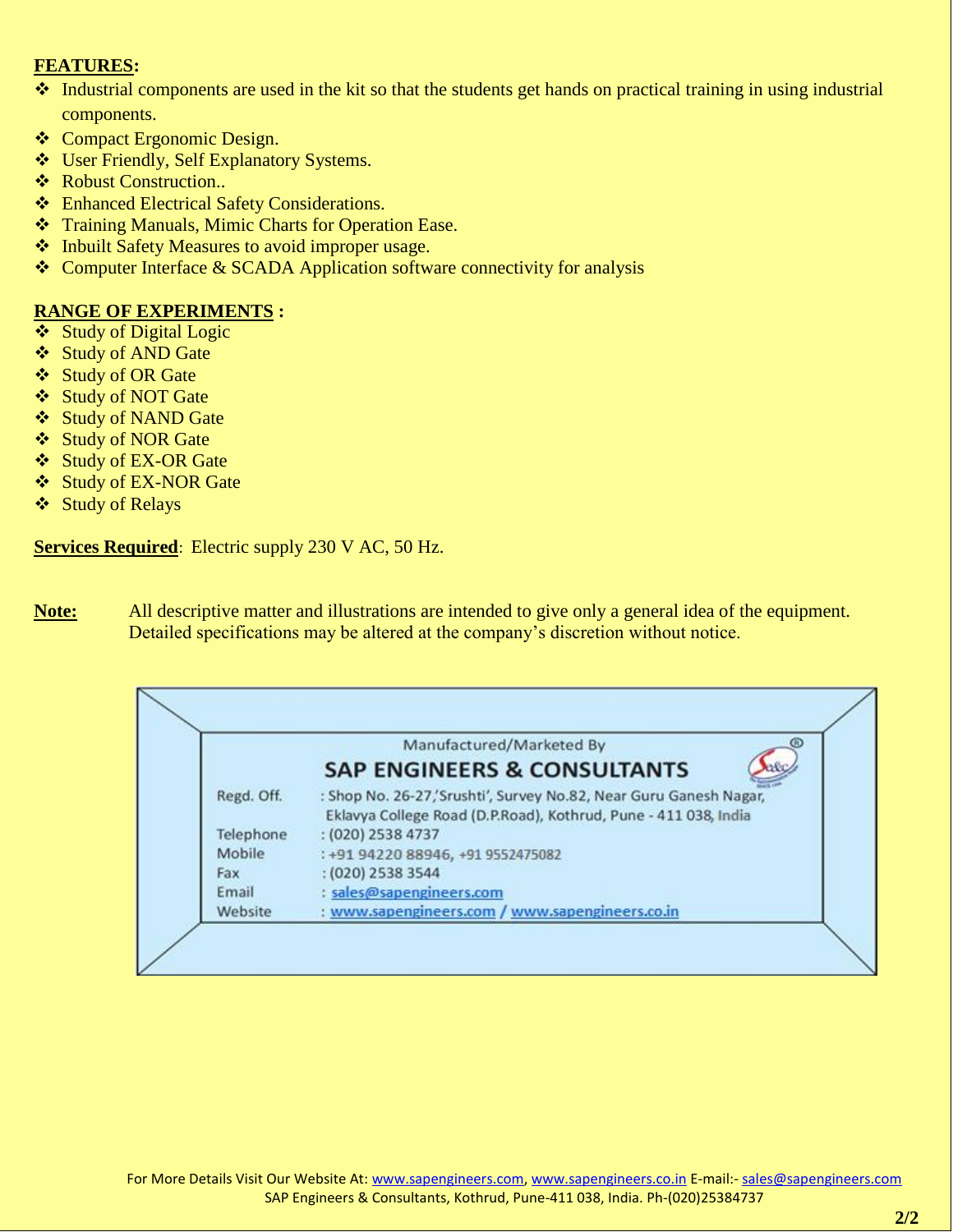**FEATURES:**

- Industrial components are used in the kit so that the students get hands on practical training in using industrial components.
- Compact Ergonomic Design.
- User Friendly, Self Explanatory Systems.
- Robust Construction..
- Enhanced Electrical Safety Considerations.
- Training Manuals, Mimic Charts for Operation Ease.
- Inbuilt Safety Measures to avoid improper usage.
- Computer Interface & SCADA Application software connectivity for analysis

**RANGE OF EXPERIMENTS :**

- Study of Digital Logic
- Study of AND Gate
- Study of OR Gate
- Study of NOT Gate
- Study of NAND Gate
- Study of NOR Gate
- Study of EX-OR Gate
- Study of EX-NOR Gate
- Study of Relays

**Services Required**: Electric supply 230 V AC, 50 Hz.

**Note:** All descriptive matter and illustrations are intended to give only a general idea of the equipment. Detailed specifications may be altered at the company's discretion without notice.

Manufactured/Marketed By

**SAP ENGINEERS & CONSULTANTS**

| | |
|---|---|
| Regd. Off. | : Shop No. 26-27,'Srushti', Survey No.82, Near Guru Ganesh Nagar, Eklavya College Road (D.P.Road), Kothrud, Pune - 411 038, India |
| Telephone | : (020) 2538 4737 |
| Mobile | : +91 94220 88946, +91 9552475082 |
| Fax | : (020) 2538 3544 |
| Email | : sales@sapengineers.com |
| Website | : www.sapengineers.com / www.sapengineers.co.in |

For More Details Visit Our Website At: www.sapengineers.com, www.sapengineers.co.in E-mail:- sales@sapengineers.com
SAP Engineers & Consultants, Kothrud, Pune-411 038, India. Ph-(020)25384737